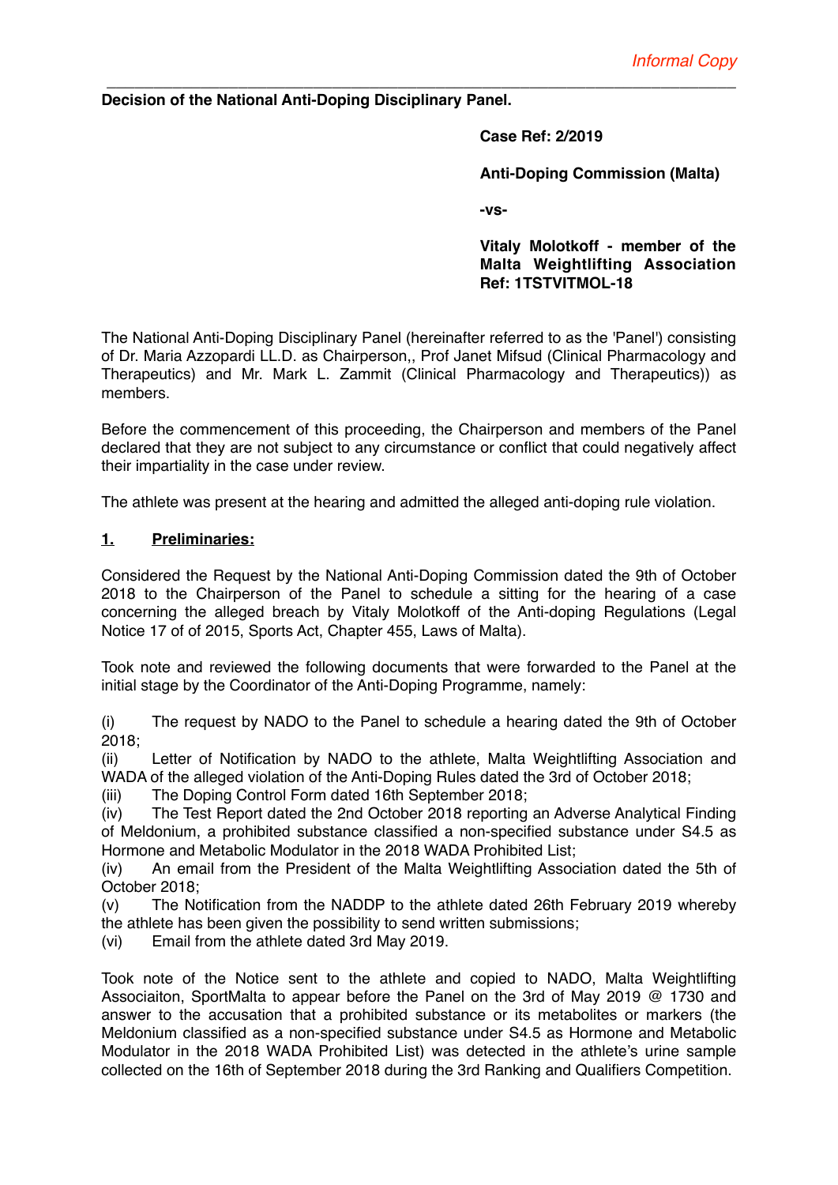*Informal Copy*

---

**Decision of the National Anti-Doping Disciplinary Panel.**

**Case Ref: 2/2019**

**Anti-Doping Commission (Malta)**

**-vs-**

**Vitaly Molotkoff - member of the Malta Weightlifting Association Ref: 1TSTVITMOL-18**

The National Anti-Doping Disciplinary Panel (hereinafter referred to as the 'Panel') consisting of Dr. Maria Azzopardi LL.D. as Chairperson,, Prof Janet Mifsud (Clinical Pharmacology and Therapeutics) and Mr. Mark L. Zammit (Clinical Pharmacology and Therapeutics)) as members.

Before the commencement of this proceeding, the Chairperson and members of the Panel declared that they are not subject to any circumstance or conflict that could negatively affect their impartiality in the case under review.

The athlete was present at the hearing and admitted the alleged anti-doping rule violation.

## 1. Preliminaries:

Considered the Request by the National Anti-Doping Commission dated the 9th of October 2018 to the Chairperson of the Panel to schedule a sitting for the hearing of a case concerning the alleged breach by Vitaly Molotkoff of the Anti-doping Regulations (Legal Notice 17 of of 2015, Sports Act, Chapter 455, Laws of Malta).

Took note and reviewed the following documents that were forwarded to the Panel at the initial stage by the Coordinator of the Anti-Doping Programme, namely:

(i) The request by NADO to the Panel to schedule a hearing dated the 9th of October 2018;
(ii) Letter of Notification by NADO to the athlete, Malta Weightlifting Association and WADA of the alleged violation of the Anti-Doping Rules dated the 3rd of October 2018;
(iii) The Doping Control Form dated 16th September 2018;
(iv) The Test Report dated the 2nd October 2018 reporting an Adverse Analytical Finding of Meldonium, a prohibited substance classified a non-specified substance under S4.5 as Hormone and Metabolic Modulator in the 2018 WADA Prohibited List;
(iv) An email from the President of the Malta Weightlifting Association dated the 5th of October 2018;
(v) The Notification from the NADDP to the athlete dated 26th February 2019 whereby the athlete has been given the possibility to send written submissions;
(vi) Email from the athlete dated 3rd May 2019.

Took note of the Notice sent to the athlete and copied to NADO, Malta Weightlifting Associaiton, SportMalta to appear before the Panel on the 3rd of May 2019 @ 1730 and answer to the accusation that a prohibited substance or its metabolites or markers (the Meldonium classified as a non-specified substance under S4.5 as Hormone and Metabolic Modulator in the 2018 WADA Prohibited List) was detected in the athlete's urine sample collected on the 16th of September 2018 during the 3rd Ranking and Qualifiers Competition.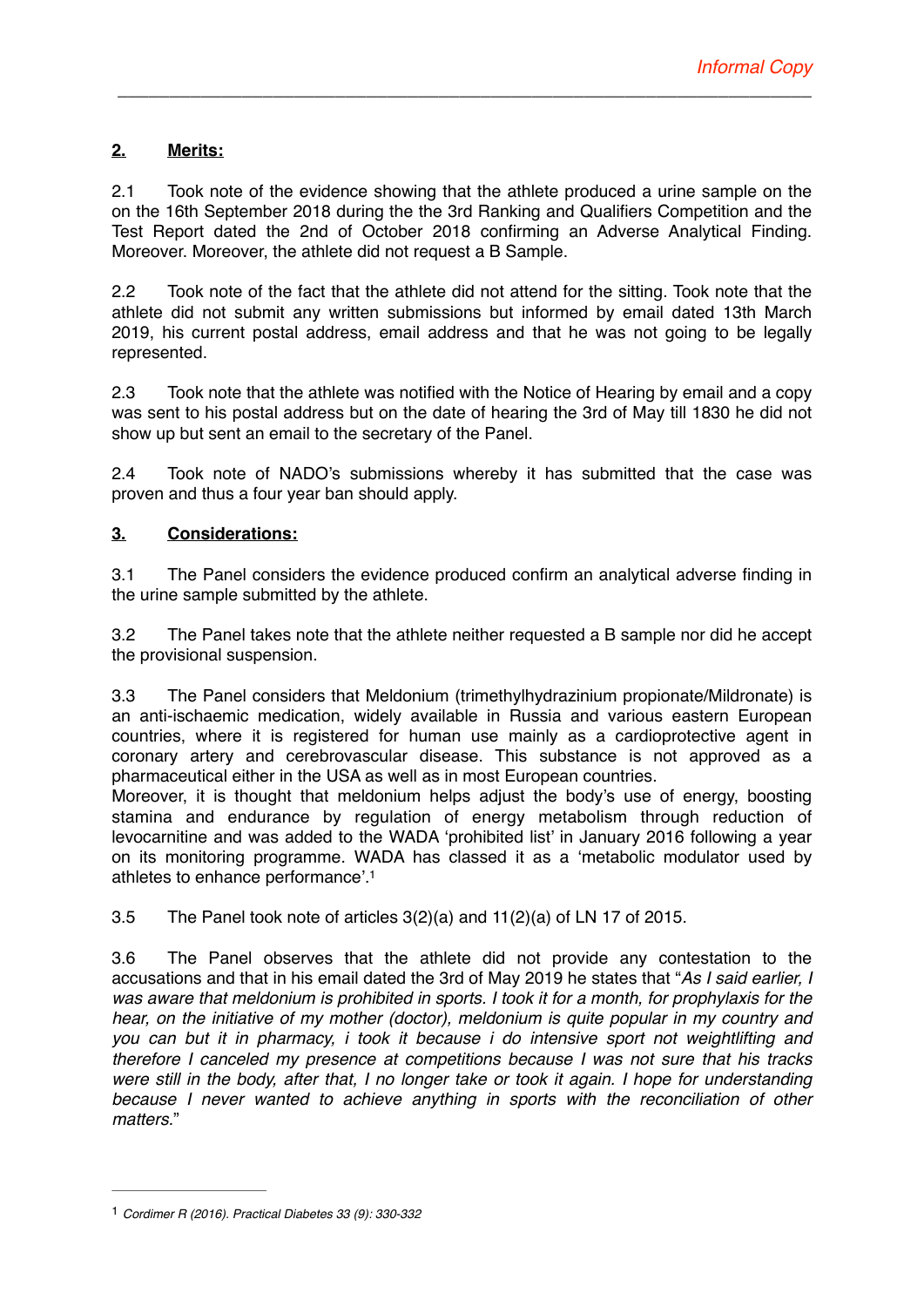## 2. Merits:

2.1 Took note of the evidence showing that the athlete produced a urine sample on the on the 16th September 2018 during the the 3rd Ranking and Qualifiers Competition and the Test Report dated the 2nd of October 2018 confirming an Adverse Analytical Finding. Moreover. Moreover, the athlete did not request a B Sample.

2.2 Took note of the fact that the athlete did not attend for the sitting. Took note that the athlete did not submit any written submissions but informed by email dated 13th March 2019, his current postal address, email address and that he was not going to be legally represented.

2.3 Took note that the athlete was notified with the Notice of Hearing by email and a copy was sent to his postal address but on the date of hearing the 3rd of May till 1830 he did not show up but sent an email to the secretary of the Panel.

2.4 Took note of NADO's submissions whereby it has submitted that the case was proven and thus a four year ban should apply.

## 3. Considerations:

3.1 The Panel considers the evidence produced confirm an analytical adverse finding in the urine sample submitted by the athlete.

3.2 The Panel takes note that the athlete neither requested a B sample nor did he accept the provisional suspension.

3.3 The Panel considers that Meldonium (trimethylhydrazinium propionate/Mildronate) is an anti-ischaemic medication, widely available in Russia and various eastern European countries, where it is registered for human use mainly as a cardioprotective agent in coronary artery and cerebrovascular disease. This substance is not approved as a pharmaceutical either in the USA as well as in most European countries.
Moreover, it is thought that meldonium helps adjust the body's use of energy, boosting stamina and endurance by regulation of energy metabolism through reduction of levocarnitine and was added to the WADA 'prohibited list' in January 2016 following a year on its monitoring programme. WADA has classed it as a 'metabolic modulator used by athletes to enhance performance'.[1]

3.5 The Panel took note of articles 3(2)(a) and 11(2)(a) of LN 17 of 2015.

3.6 The Panel observes that the athlete did not provide any contestation to the accusations and that in his email dated the 3rd of May 2019 he states that "*As I said earlier, I was aware that meldonium is prohibited in sports. I took it for a month, for prophylaxis for the hear, on the initiative of my mother (doctor), meldonium is quite popular in my country and you can but it in pharmacy, i took it because i do intensive sport not weightlifting and therefore I canceled my presence at competitions because I was not sure that his tracks were still in the body, after that, I no longer take or took it again. I hope for understanding because I never wanted to achieve anything in sports with the reconciliation of other matters.*"

---

[1] *Cordimer R (2016). Practical Diabetes 33 (9): 330-332*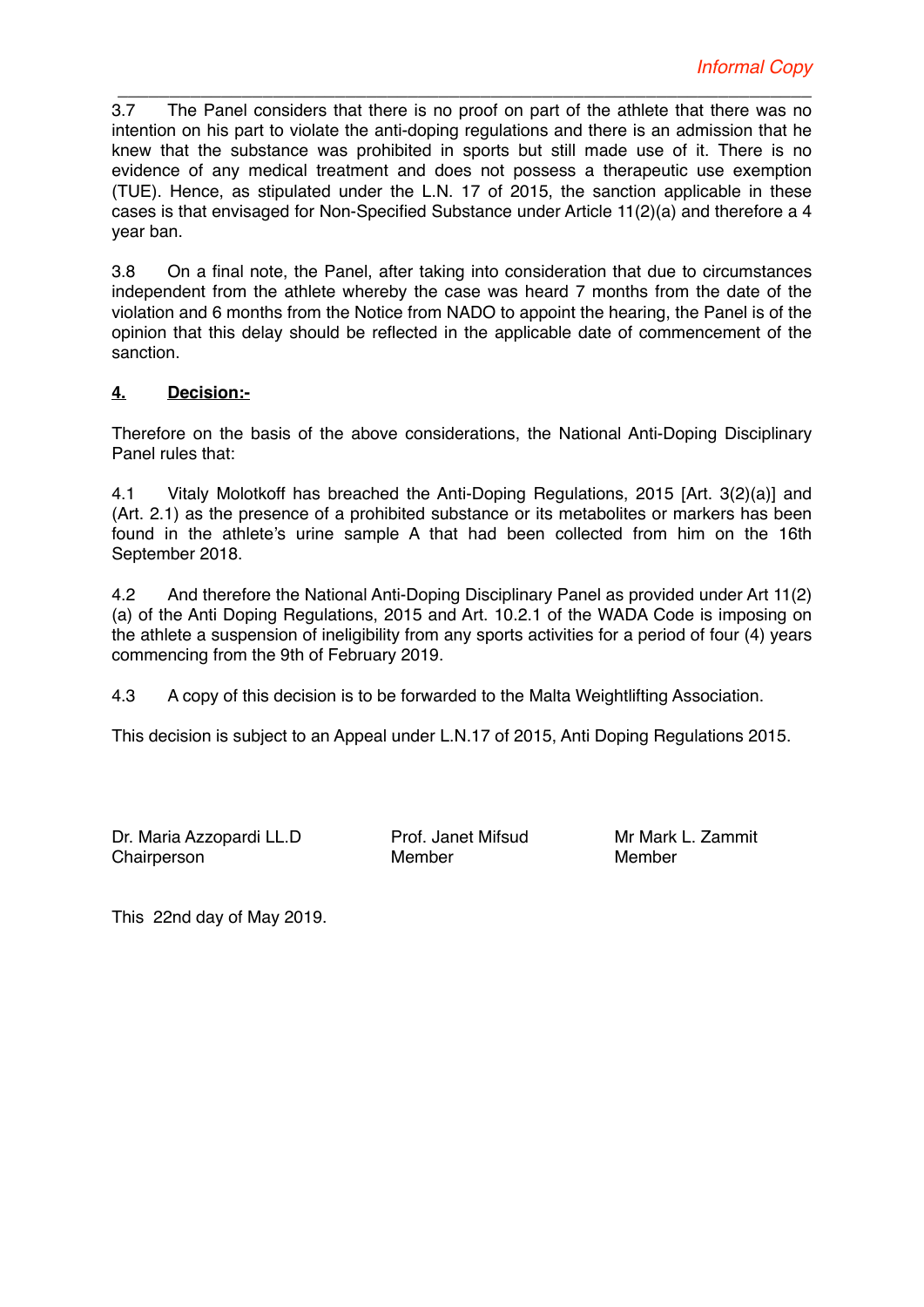3.7 The Panel considers that there is no proof on part of the athlete that there was no intention on his part to violate the anti-doping regulations and there is an admission that he knew that the substance was prohibited in sports but still made use of it. There is no evidence of any medical treatment and does not possess a therapeutic use exemption (TUE). Hence, as stipulated under the L.N. 17 of 2015, the sanction applicable in these cases is that envisaged for Non-Specified Substance under Article 11(2)(a) and therefore a 4 year ban.

3.8 On a final note, the Panel, after taking into consideration that due to circumstances independent from the athlete whereby the case was heard 7 months from the date of the violation and 6 months from the Notice from NADO to appoint the hearing, the Panel is of the opinion that this delay should be reflected in the applicable date of commencement of the sanction.

## <u>**4. Decision:-**</u>

Therefore on the basis of the above considerations, the National Anti-Doping Disciplinary Panel rules that:

4.1 Vitaly Molotkoff has breached the Anti-Doping Regulations, 2015 [Art. 3(2)(a)] and (Art. 2.1) as the presence of a prohibited substance or its metabolites or markers has been found in the athlete's urine sample A that had been collected from him on the 16th September 2018.

4.2 And therefore the National Anti-Doping Disciplinary Panel as provided under Art 11(2)(a) of the Anti Doping Regulations, 2015 and Art. 10.2.1 of the WADA Code is imposing on the athlete a suspension of ineligibility from any sports activities for a period of four (4) years commencing from the 9th of February 2019.

4.3 A copy of this decision is to be forwarded to the Malta Weightlifting Association.

This decision is subject to an Appeal under L.N.17 of 2015, Anti Doping Regulations 2015.

Dr. Maria Azzopardi LL.D
Chairperson

Prof. Janet Mifsud
Member

Mr Mark L. Zammit
Member

This 22nd day of May 2019.